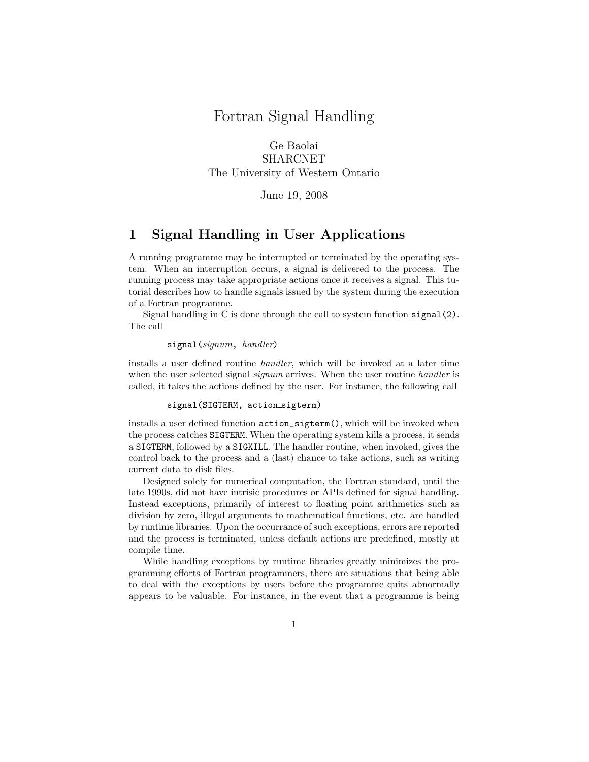# Fortran Signal Handling

Ge Baolai
SHARCNET
The University of Western Ontario

June 19, 2008

## 1 Signal Handling in User Applications

A running programme may be interrupted or terminated by the operating system. When an interruption occurs, a signal is delivered to the process. The running process may take appropriate actions once it receives a signal. This tutorial describes how to handle signals issued by the system during the execution of a Fortran programme.

Signal handling in C is done through the call to system function `signal(2)`. The call

```
signal(signum, handler)
```

installs a user defined routine *handler*, which will be invoked at a later time when the user selected signal *signum* arrives. When the user routine *handler* is called, it takes the actions defined by the user. For instance, the following call

```
signal(SIGTERM, action_sigterm)
```

installs a user defined function `action_sigterm()`, which will be invoked when the process catches `SIGTERM`. When the operating system kills a process, it sends a `SIGTERM`, followed by a `SIGKILL`. The handler routine, when invoked, gives the control back to the process and a (last) chance to take actions, such as writing current data to disk files.

Designed solely for numerical computation, the Fortran standard, until the late 1990s, did not have intrisic procedures or APIs defined for signal handling. Instead exceptions, primarily of interest to floating point arithmetics such as division by zero, illegal arguments to mathematical functions, etc. are handled by runtime libraries. Upon the occurrance of such exceptions, errors are reported and the process is terminated, unless default actions are predefined, mostly at compile time.

While handling exceptions by runtime libraries greatly minimizes the programming efforts of Fortran programmers, there are situations that being able to deal with the exceptions by users before the programme quits abnormally appears to be valuable. For instance, in the event that a programme is being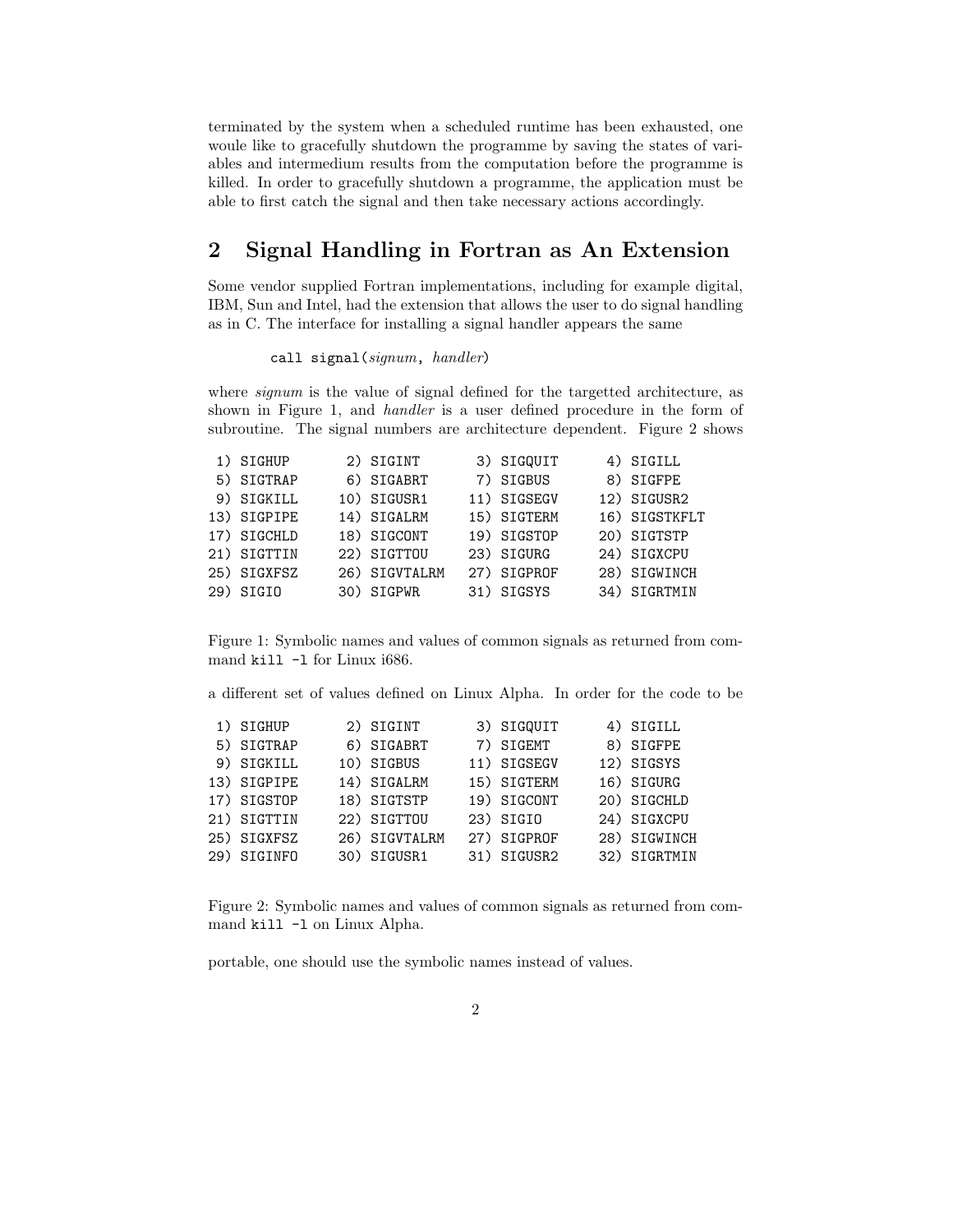terminated by the system when a scheduled runtime has been exhausted, one woule like to gracefully shutdown the programme by saving the states of variables and intermedium results from the computation before the programme is killed. In order to gracefully shutdown a programme, the application must be able to first catch the signal and then take necessary actions accordingly.

## 2 Signal Handling in Fortran as An Extension

Some vendor supplied Fortran implementations, including for example digital, IBM, Sun and Intel, had the extension that allows the user to do signal handling as in C. The interface for installing a signal handler appears the same

```
call signal(signum, handler)
```

where *signum* is the value of signal defined for the targetted architecture, as shown in Figure 1, and *handler* is a user defined procedure in the form of subroutine. The signal numbers are architecture dependent. Figure 2 shows

```
 1) SIGHUP       2) SIGINT       3) SIGQUIT      4) SIGILL
 5) SIGTRAP      6) SIGABRT      7) SIGBUS       8) SIGFPE
 9) SIGKILL     10) SIGUSR1     11) SIGSEGV     12) SIGUSR2
13) SIGPIPE     14) SIGALRM     15) SIGTERM     16) SIGSTKFLT
17) SIGCHLD     18) SIGCONT     19) SIGSTOP     20) SIGTSTP
21) SIGTTIN     22) SIGTTOU     23) SIGURG      24) SIGXCPU
25) SIGXFSZ     26) SIGVTALRM   27) SIGPROF     28) SIGWINCH
29) SIGIO       30) SIGPWR      31) SIGSYS      34) SIGRTMIN
```

Figure 1: Symbolic names and values of common signals as returned from command `kill -l` for Linux i686.

a different set of values defined on Linux Alpha. In order for the code to be

```
 1) SIGHUP       2) SIGINT       3) SIGQUIT      4) SIGILL
 5) SIGTRAP      6) SIGABRT      7) SIGEMT       8) SIGFPE
 9) SIGKILL     10) SIGBUS      11) SIGSEGV     12) SIGSYS
13) SIGPIPE     14) SIGALRM     15) SIGTERM     16) SIGURG
17) SIGSTOP     18) SIGTSTP     19) SIGCONT     20) SIGCHLD
21) SIGTTIN     22) SIGTTOU     23) SIGIO       24) SIGXCPU
25) SIGXFSZ     26) SIGVTALRM   27) SIGPROF     28) SIGWINCH
29) SIGINFO     30) SIGUSR1     31) SIGUSR2     32) SIGRTMIN
```

Figure 2: Symbolic names and values of common signals as returned from command `kill -l` on Linux Alpha.

portable, one should use the symbolic names instead of values.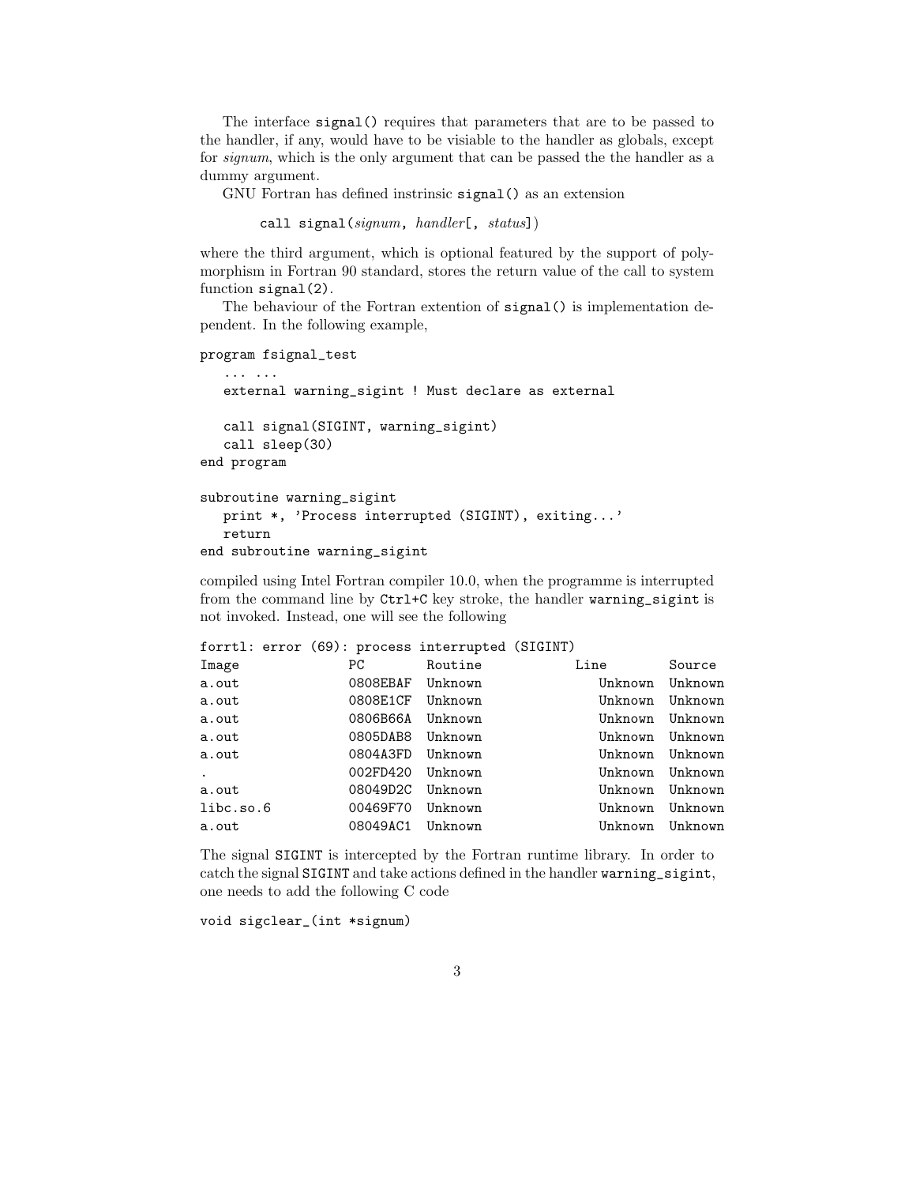The interface `signal()` requires that parameters that are to be passed to the handler, if any, would have to be visiable to the handler as globals, except for *signum*, which is the only argument that can be passed the the handler as a dummy argument.

GNU Fortran has defined instrinsic `signal()` as an extension

```
call signal(signum, handler[, status])
```

where the third argument, which is optional featured by the support of polymorphism in Fortran 90 standard, stores the return value of the call to system function `signal(2)`.

The behaviour of the Fortran extention of `signal()` is implementation dependent. In the following example,

```
program fsignal_test
   ... ...
   external warning_sigint ! Must declare as external

   call signal(SIGINT, warning_sigint)
   call sleep(30)
end program

subroutine warning_sigint
   print *, 'Process interrupted (SIGINT), exiting...'
   return
end subroutine warning_sigint
```

compiled using Intel Fortran compiler 10.0, when the programme is interrupted from the command line by `Ctrl+C` key stroke, the handler `warning_sigint` is not invoked. Instead, one will see the following

```
forrtl: error (69): process interrupted (SIGINT)
Image              PC        Routine            Line        Source
a.out              0808EBAF  Unknown               Unknown  Unknown
a.out              0808E1CF  Unknown               Unknown  Unknown
a.out              0806B66A  Unknown               Unknown  Unknown
a.out              0805DAB8  Unknown               Unknown  Unknown
a.out              0804A3FD  Unknown               Unknown  Unknown
.                  002FD420  Unknown               Unknown  Unknown
a.out              08049D2C  Unknown               Unknown  Unknown
libc.so.6          00469F70  Unknown               Unknown  Unknown
a.out              08049AC1  Unknown               Unknown  Unknown
```

The signal `SIGINT` is intercepted by the Fortran runtime library. In order to catch the signal `SIGINT` and take actions defined in the handler `warning_sigint`, one needs to add the following C code

```
void sigclear_(int *signum)
```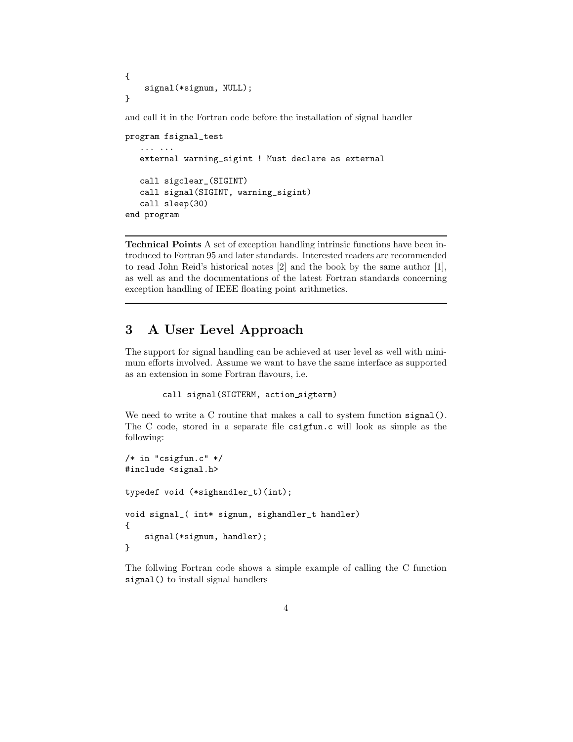```
{
    signal(*signum, NULL);
}
```

and call it in the Fortran code before the installation of signal handler

```
program fsignal_test
   ... ...
   external warning_sigint ! Must declare as external

   call sigclear_(SIGINT)
   call signal(SIGINT, warning_sigint)
   call sleep(30)
end program
```

---

**Technical Points** A set of exception handling intrinsic functions have been introduced to Fortran 95 and later standards. Interested readers are recommended to read John Reid's historical notes [2] and the book by the same author [1], as well as and the documentations of the latest Fortran standards concerning exception handling of IEEE floating point arithmetics.

---

## 3 A User Level Approach

The support for signal handling can be achieved at user level as well with minimum efforts involved. Assume we want to have the same interface as supported as an extension in some Fortran flavours, i.e.

```
call signal(SIGTERM, action_sigterm)
```

We need to write a C routine that makes a call to system function `signal()`. The C code, stored in a separate file `csigfun.c` will look as simple as the following:

```
/* in "csigfun.c" */
#include <signal.h>

typedef void (*sighandler_t)(int);

void signal_( int* signum, sighandler_t handler)
{
    signal(*signum, handler);
}
```

The follwing Fortran code shows a simple example of calling the C function `signal()` to install signal handlers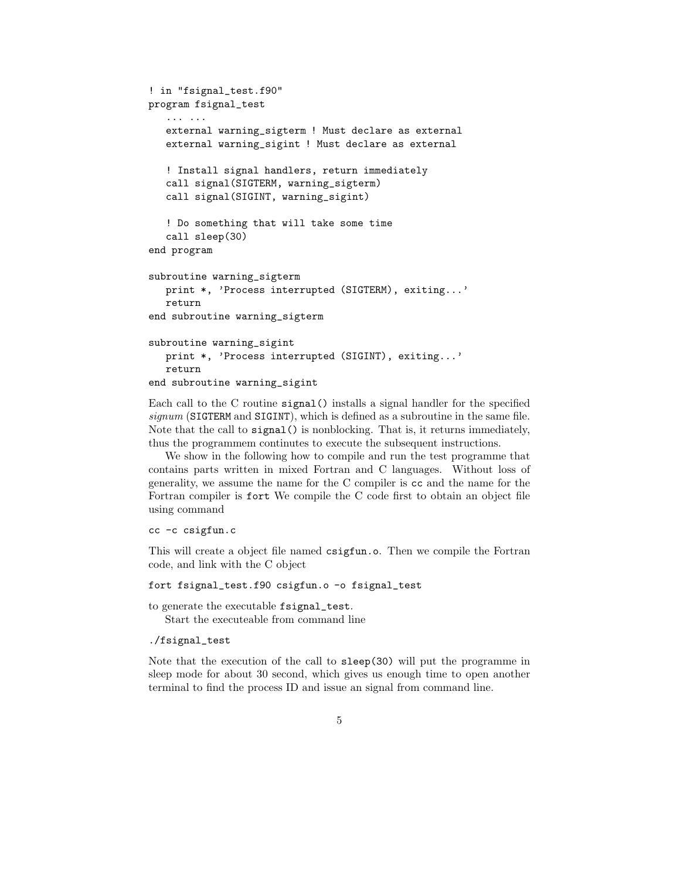```
! in "fsignal_test.f90"
program fsignal_test
   ... ...
   external warning_sigterm ! Must declare as external
   external warning_sigint ! Must declare as external

   ! Install signal handlers, return immediately
   call signal(SIGTERM, warning_sigterm)
   call signal(SIGINT, warning_sigint)

   ! Do something that will take some time
   call sleep(30)
end program

subroutine warning_sigterm
   print *, 'Process interrupted (SIGTERM), exiting...'
   return
end subroutine warning_sigterm

subroutine warning_sigint
   print *, 'Process interrupted (SIGINT), exiting...'
   return
end subroutine warning_sigint
```

Each call to the C routine `signal()` installs a signal handler for the specified *signum* (`SIGTERM` and `SIGINT`), which is defined as a subroutine in the same file. Note that the call to `signal()` is nonblocking. That is, it returns immediately, thus the programmem continutes to execute the subsequent instructions.

We show in the following how to compile and run the test programme that contains parts written in mixed Fortran and C languages. Without loss of generality, we assume the name for the C compiler is `cc` and the name for the Fortran compiler is `fort` We compile the C code first to obtain an object file using command

```
cc -c csigfun.c
```

This will create a object file named `csigfun.o`. Then we compile the Fortran code, and link with the C object

```
fort fsignal_test.f90 csigfun.o -o fsignal_test
```

to generate the executable `fsignal_test`.

Start the executeable from command line

```
./fsignal_test
```

Note that the execution of the call to `sleep(30)` will put the programme in sleep mode for about 30 second, which gives us enough time to open another terminal to find the process ID and issue an signal from command line.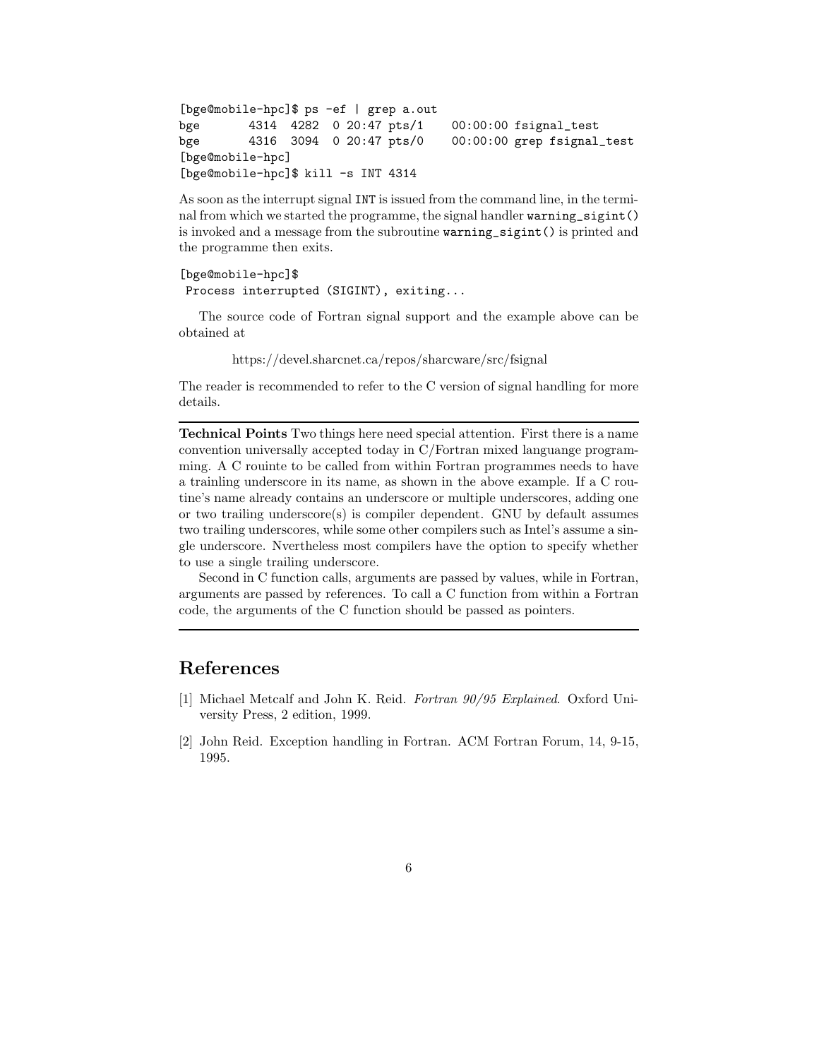```
[bge@mobile-hpc]$ ps -ef | grep a.out
bge       4314  4282  0 20:47 pts/1    00:00:00 fsignal_test
bge       4316  3094  0 20:47 pts/0    00:00:00 grep fsignal_test
[bge@mobile-hpc]
[bge@mobile-hpc]$ kill -s INT 4314
```

As soon as the interrupt signal `INT` is issued from the command line, in the terminal from which we started the programme, the signal handler `warning_sigint()` is invoked and a message from the subroutine `warning_sigint()` is printed and the programme then exits.

```
[bge@mobile-hpc]$
 Process interrupted (SIGINT), exiting...
```

The source code of Fortran signal support and the example above can be obtained at

https://devel.sharcnet.ca/repos/sharcware/src/fsignal

The reader is recommended to refer to the C version of signal handling for more details.

---

**Technical Points** Two things here need special attention. First there is a name convention universally accepted today in C/Fortran mixed languange programming. A C rouinte to be called from within Fortran programmes needs to have a trainling underscore in its name, as shown in the above example. If a C routine's name already contains an underscore or multiple underscores, adding one or two trailing underscore(s) is compiler dependent. GNU by default assumes two trailing underscores, while some other compilers such as Intel's assume a single underscore. Nvertheless most compilers have the option to specify whether to use a single trailing underscore.

Second in C function calls, arguments are passed by values, while in Fortran, arguments are passed by references. To call a C function from within a Fortran code, the arguments of the C function should be passed as pointers.

---

## References

[1] Michael Metcalf and John K. Reid. *Fortran 90/95 Explained*. Oxford University Press, 2 edition, 1999.

[2] John Reid. Exception handling in Fortran. ACM Fortran Forum, 14, 9-15, 1995.